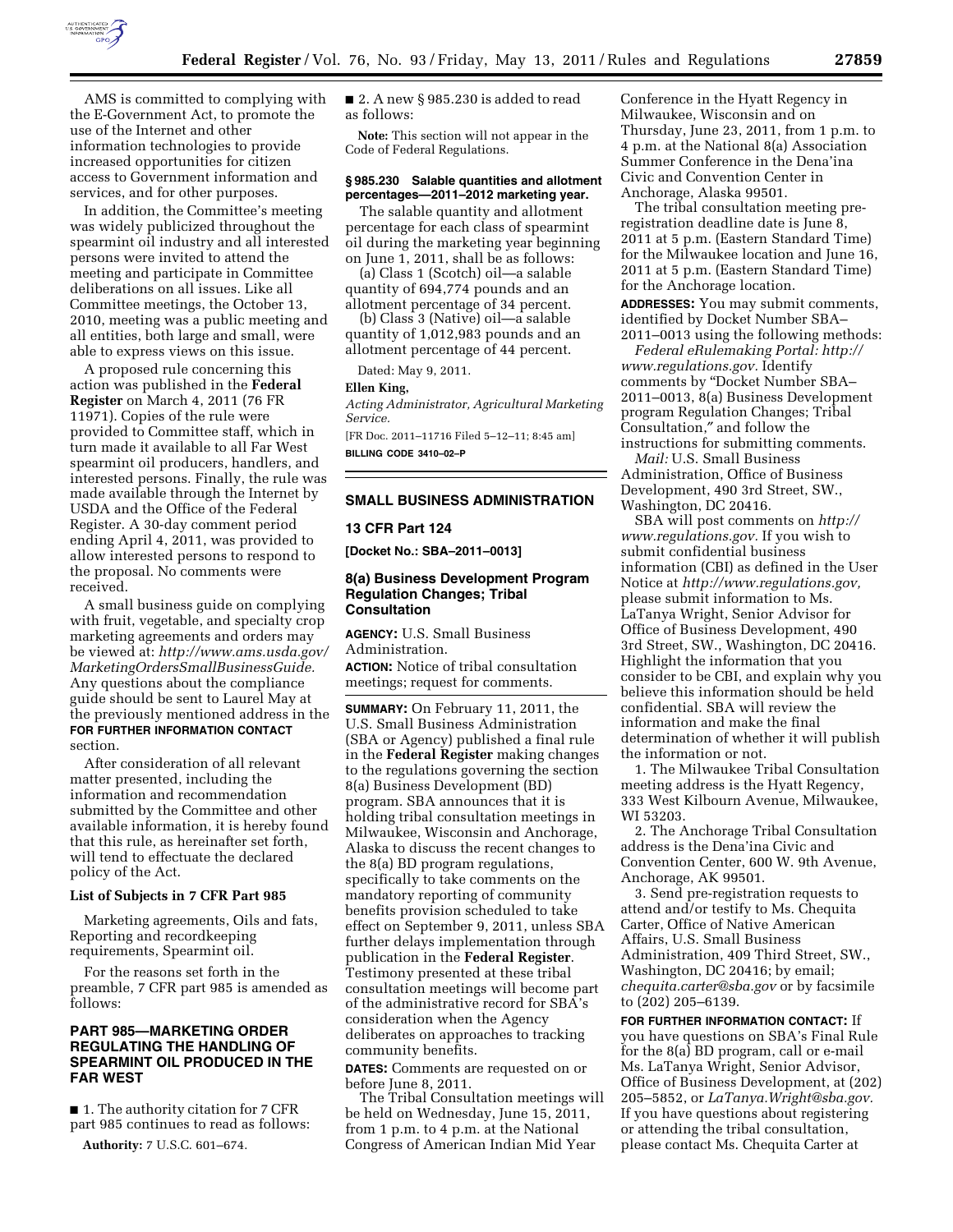AMS is committed to complying with the E-Government Act, to promote the use of the Internet and other information technologies to provide increased opportunities for citizen access to Government information and services, and for other purposes.

In addition, the Committee's meeting was widely publicized throughout the spearmint oil industry and all interested persons were invited to attend the meeting and participate in Committee deliberations on all issues. Like all Committee meetings, the October 13, 2010, meeting was a public meeting and all entities, both large and small, were able to express views on this issue.

A proposed rule concerning this action was published in the **Federal Register** on March 4, 2011 (76 FR 11971). Copies of the rule were provided to Committee staff, which in turn made it available to all Far West spearmint oil producers, handlers, and interested persons. Finally, the rule was made available through the Internet by USDA and the Office of the Federal Register. A 30-day comment period ending April 4, 2011, was provided to allow interested persons to respond to the proposal. No comments were received.

A small business guide on complying with fruit, vegetable, and specialty crop marketing agreements and orders may be viewed at: *http://www.ams.usda.gov/MarketingOrdersSmallBusinessGuide.* Any questions about the compliance guide should be sent to Laurel May at the previously mentioned address in the **FOR FURTHER INFORMATION CONTACT** section.

After consideration of all relevant matter presented, including the information and recommendation submitted by the Committee and other available information, it is hereby found that this rule, as hereinafter set forth, will tend to effectuate the declared policy of the Act.

### List of Subjects in 7 CFR Part 985

Marketing agreements, Oils and fats, Reporting and recordkeeping requirements, Spearmint oil.

For the reasons set forth in the preamble, 7 CFR part 985 is amended as follows:

## PART 985—MARKETING ORDER REGULATING THE HANDLING OF SPEARMINT OIL PRODUCED IN THE FAR WEST

■ 1. The authority citation for 7 CFR part 985 continues to read as follows:

**Authority:** 7 U.S.C. 601–674.

■ 2. A new § 985.230 is added to read as follows:

**Note:** This section will not appear in the Code of Federal Regulations.

### § 985.230 Salable quantities and allotment percentages—2011–2012 marketing year.

The salable quantity and allotment percentage for each class of spearmint oil during the marketing year beginning on June 1, 2011, shall be as follows:

(a) Class 1 (Scotch) oil—a salable quantity of 694,774 pounds and an allotment percentage of 34 percent.

(b) Class 3 (Native) oil—a salable quantity of 1,012,983 pounds and an allotment percentage of 44 percent.

Dated: May 9, 2011.

**Ellen King,**

*Acting Administrator, Agricultural Marketing Service.*

[FR Doc. 2011–11716 Filed 5–12–11; 8:45 am]

**BILLING CODE 3410–02–P**

## SMALL BUSINESS ADMINISTRATION

### 13 CFR Part 124

**[Docket No.: SBA–2011–0013]**

### 8(a) Business Development Program Regulation Changes; Tribal Consultation

**AGENCY:** U.S. Small Business Administration.

**ACTION:** Notice of tribal consultation meetings; request for comments.

**SUMMARY:** On February 11, 2011, the U.S. Small Business Administration (SBA or Agency) published a final rule in the **Federal Register** making changes to the regulations governing the section 8(a) Business Development (BD) program. SBA announces that it is holding tribal consultation meetings in Milwaukee, Wisconsin and Anchorage, Alaska to discuss the recent changes to the 8(a) BD program regulations, specifically to take comments on the mandatory reporting of community benefits provision scheduled to take effect on September 9, 2011, unless SBA further delays implementation through publication in the **Federal Register**. Testimony presented at these tribal consultation meetings will become part of the administrative record for SBA's consideration when the Agency deliberates on approaches to tracking community benefits.

**DATES:** Comments are requested on or before June 8, 2011.

The Tribal Consultation meetings will be held on Wednesday, June 15, 2011, from 1 p.m. to 4 p.m. at the National Congress of American Indian Mid Year Conference in the Hyatt Regency in Milwaukee, Wisconsin and on Thursday, June 23, 2011, from 1 p.m. to 4 p.m. at the National 8(a) Association Summer Conference in the Dena'ina Civic and Convention Center in Anchorage, Alaska 99501.

The tribal consultation meeting pre-registration deadline date is June 8, 2011 at 5 p.m. (Eastern Standard Time) for the Milwaukee location and June 16, 2011 at 5 p.m. (Eastern Standard Time) for the Anchorage location.

**ADDRESSES:** You may submit comments, identified by Docket Number SBA–2011–0013 using the following methods:

*Federal eRulemaking Portal: http://www.regulations.gov.* Identify comments by "Docket Number SBA–2011–0013, 8(a) Business Development program Regulation Changes; Tribal Consultation," and follow the instructions for submitting comments.

*Mail:* U.S. Small Business Administration, Office of Business Development, 490 3rd Street, SW., Washington, DC 20416.

SBA will post comments on *http://www.regulations.gov.* If you wish to submit confidential business information (CBI) as defined in the User Notice at *http://www.regulations.gov,* please submit information to Ms. LaTanya Wright, Senior Advisor for Office of Business Development, 490 3rd Street, SW., Washington, DC 20416. Highlight the information that you consider to be CBI, and explain why you believe this information should be held confidential. SBA will review the information and make the final determination of whether it will publish the information or not.

1. The Milwaukee Tribal Consultation meeting address is the Hyatt Regency, 333 West Kilbourn Avenue, Milwaukee, WI 53203.

2. The Anchorage Tribal Consultation address is the Dena'ina Civic and Convention Center, 600 W. 9th Avenue, Anchorage, AK 99501.

3. Send pre-registration requests to attend and/or testify to Ms. Chequita Carter, Office of Native American Affairs, U.S. Small Business Administration, 409 Third Street, SW., Washington, DC 20416; by email; *chequita.carter@sba.gov* or by facsimile to (202) 205–6139.

**FOR FURTHER INFORMATION CONTACT:** If you have questions on SBA's Final Rule for the 8(a) BD program, call or e-mail Ms. LaTanya Wright, Senior Advisor, Office of Business Development, at (202) 205–5852, or *LaTanya.Wright@sba.gov.* If you have questions about registering or attending the tribal consultation, please contact Ms. Chequita Carter at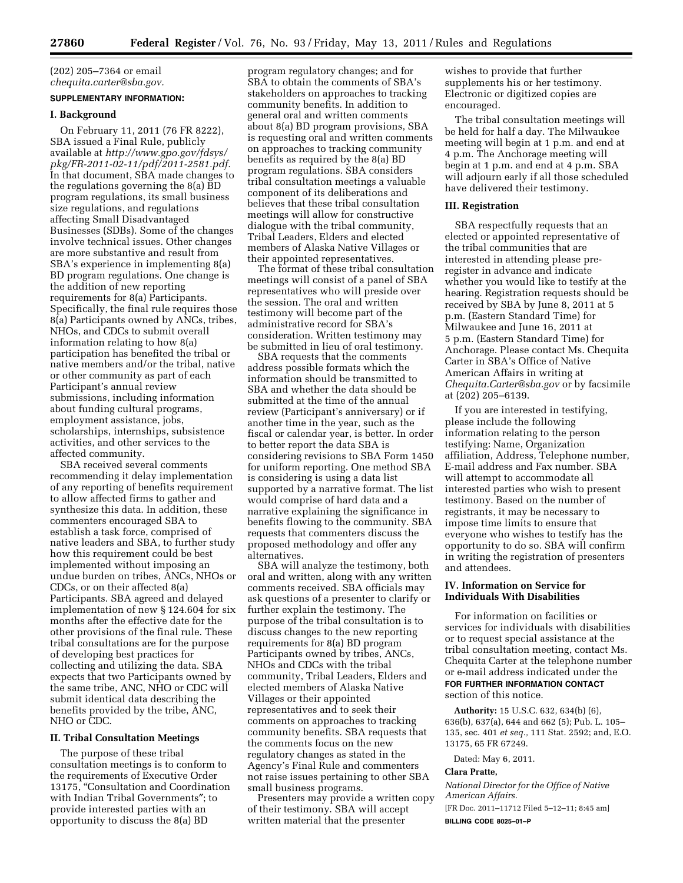(202) 205–7364 or email *chequita.carter@sba.gov.*

**SUPPLEMENTARY INFORMATION:**

## I. Background

On February 11, 2011 (76 FR 8222), SBA issued a Final Rule, publicly available at *http://www.gpo.gov/fdsys/pkg/FR-2011-02-11/pdf/2011-2581.pdf.* In that document, SBA made changes to the regulations governing the 8(a) BD program regulations, its small business size regulations, and regulations affecting Small Disadvantaged Businesses (SDBs). Some of the changes involve technical issues. Other changes are more substantive and result from SBA's experience in implementing 8(a) BD program regulations. One change is the addition of new reporting requirements for 8(a) Participants. Specifically, the final rule requires those 8(a) Participants owned by ANCs, tribes, NHOs, and CDCs to submit overall information relating to how 8(a) participation has benefited the tribal or native members and/or the tribal, native or other community as part of each Participant's annual review submissions, including information about funding cultural programs, employment assistance, jobs, scholarships, internships, subsistence activities, and other services to the affected community.

SBA received several comments recommending it delay implementation of any reporting of benefits requirement to allow affected firms to gather and synthesize this data. In addition, these commenters encouraged SBA to establish a task force, comprised of native leaders and SBA, to further study how this requirement could be best implemented without imposing an undue burden on tribes, ANCs, NHOs or CDCs, or on their affected 8(a) Participants. SBA agreed and delayed implementation of new § 124.604 for six months after the effective date for the other provisions of the final rule. These tribal consultations are for the purpose of developing best practices for collecting and utilizing the data. SBA expects that two Participants owned by the same tribe, ANC, NHO or CDC will submit identical data describing the benefits provided by the tribe, ANC, NHO or CDC.

## II. Tribal Consultation Meetings

The purpose of these tribal consultation meetings is to conform to the requirements of Executive Order 13175, "Consultation and Coordination with Indian Tribal Governments"; to provide interested parties with an opportunity to discuss the 8(a) BD program regulatory changes; and for SBA to obtain the comments of SBA's stakeholders on approaches to tracking community benefits. In addition to general oral and written comments about 8(a) BD program provisions, SBA is requesting oral and written comments on approaches to tracking community benefits as required by the 8(a) BD program regulations. SBA considers tribal consultation meetings a valuable component of its deliberations and believes that these tribal consultation meetings will allow for constructive dialogue with the tribal community, Tribal Leaders, Elders and elected members of Alaska Native Villages or their appointed representatives.

The format of these tribal consultation meetings will consist of a panel of SBA representatives who will preside over the session. The oral and written testimony will become part of the administrative record for SBA's consideration. Written testimony may be submitted in lieu of oral testimony.

SBA requests that the comments address possible formats which the information should be transmitted to SBA and whether the data should be submitted at the time of the annual review (Participant's anniversary) or if another time in the year, such as the fiscal or calendar year, is better. In order to better report the data SBA is considering revisions to SBA Form 1450 for uniform reporting. One method SBA is considering is using a data list supported by a narrative format. The list would comprise of hard data and a narrative explaining the significance in benefits flowing to the community. SBA requests that commenters discuss the proposed methodology and offer any alternatives.

SBA will analyze the testimony, both oral and written, along with any written comments received. SBA officials may ask questions of a presenter to clarify or further explain the testimony. The purpose of the tribal consultation is to discuss changes to the new reporting requirements for 8(a) BD program Participants owned by tribes, ANCs, NHOs and CDCs with the tribal community, Tribal Leaders, Elders and elected members of Alaska Native Villages or their appointed representatives and to seek their comments on approaches to tracking community benefits. SBA requests that the comments focus on the new regulatory changes as stated in the Agency's Final Rule and commenters not raise issues pertaining to other SBA small business programs.

Presenters may provide a written copy of their testimony. SBA will accept written material that the presenter wishes to provide that further supplements his or her testimony. Electronic or digitized copies are encouraged.

The tribal consultation meetings will be held for half a day. The Milwaukee meeting will begin at 1 p.m. and end at 4 p.m. The Anchorage meeting will begin at 1 p.m. and end at 4 p.m. SBA will adjourn early if all those scheduled have delivered their testimony.

## III. Registration

SBA respectfully requests that an elected or appointed representative of the tribal communities that are interested in attending please pre-register in advance and indicate whether you would like to testify at the hearing. Registration requests should be received by SBA by June 8, 2011 at 5 p.m. (Eastern Standard Time) for Milwaukee and June 16, 2011 at 5 p.m. (Eastern Standard Time) for Anchorage. Please contact Ms. Chequita Carter in SBA's Office of Native American Affairs in writing at *Chequita.Carter@sba.gov* or by facsimile at (202) 205–6139.

If you are interested in testifying, please include the following information relating to the person testifying: Name, Organization affiliation, Address, Telephone number, E-mail address and Fax number. SBA will attempt to accommodate all interested parties who wish to present testimony. Based on the number of registrants, it may be necessary to impose time limits to ensure that everyone who wishes to testify has the opportunity to do so. SBA will confirm in writing the registration of presenters and attendees.

## IV. Information on Service for Individuals With Disabilities

For information on facilities or services for individuals with disabilities or to request special assistance at the tribal consultation meeting, contact Ms. Chequita Carter at the telephone number or e-mail address indicated under the **FOR FURTHER INFORMATION CONTACT** section of this notice.

**Authority:** 15 U.S.C. 632, 634(b) (6), 636(b), 637(a), 644 and 662 (5); Pub. L. 105–135, sec. 401 *et seq.,* 111 Stat. 2592; and, E.O. 13175, 65 FR 67249.

Dated: May 6, 2011.

**Clara Pratte,**

*National Director for the Office of Native American Affairs.*

[FR Doc. 2011–11712 Filed 5–12–11; 8:45 am]

**BILLING CODE 8025–01–P**